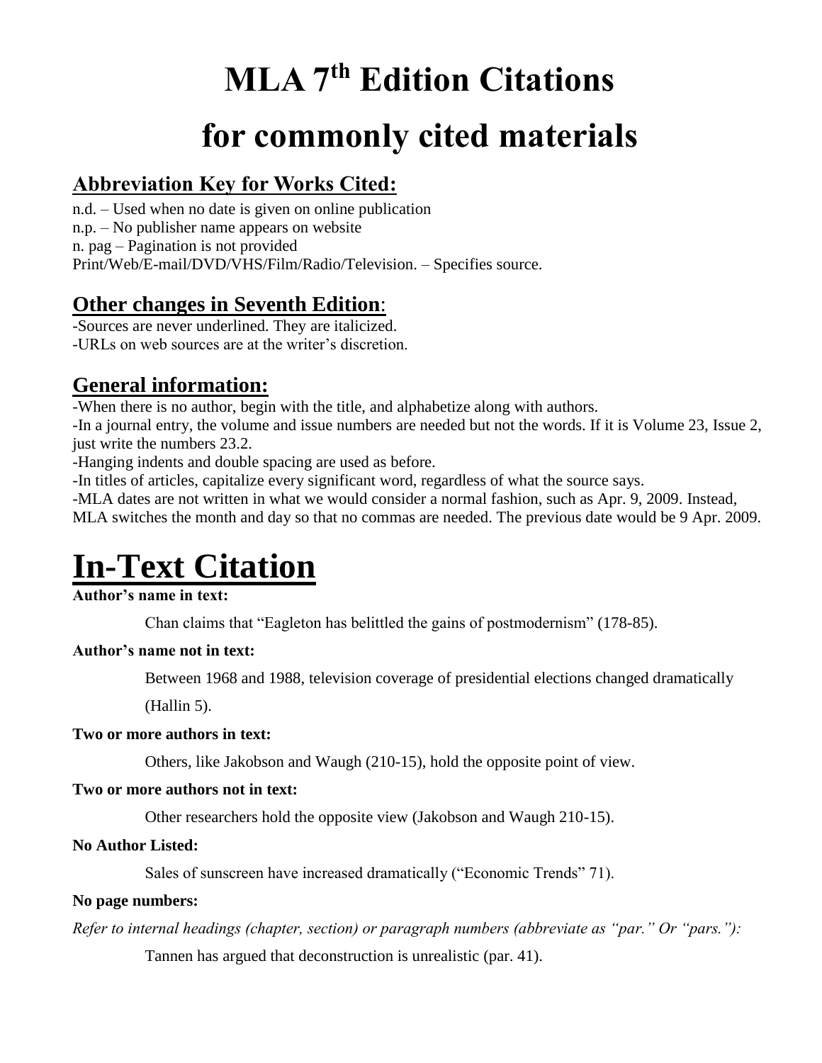# MLA 7th Edition Citations for commonly cited materials

## Abbreviation Key for Works Cited:

n.d. – Used when no date is given on online publication
n.p. – No publisher name appears on website
n. pag – Pagination is not provided
Print/Web/E-mail/DVD/VHS/Film/Radio/Television. – Specifies source.

## Other changes in Seventh Edition:

-Sources are never underlined. They are italicized.
-URLs on web sources are at the writer's discretion.

## General information:

-When there is no author, begin with the title, and alphabetize along with authors.
-In a journal entry, the volume and issue numbers are needed but not the words. If it is Volume 23, Issue 2, just write the numbers 23.2.
-Hanging indents and double spacing are used as before.
-In titles of articles, capitalize every significant word, regardless of what the source says.
-MLA dates are not written in what we would consider a normal fashion, such as Apr. 9, 2009. Instead, MLA switches the month and day so that no commas are needed. The previous date would be 9 Apr. 2009.

# In-Text Citation

**Author's name in text:**

Chan claims that "Eagleton has belittled the gains of postmodernism" (178-85).

**Author's name not in text:**

Between 1968 and 1988, television coverage of presidential elections changed dramatically (Hallin 5).

**Two or more authors in text:**

Others, like Jakobson and Waugh (210-15), hold the opposite point of view.

**Two or more authors not in text:**

Other researchers hold the opposite view (Jakobson and Waugh 210-15).

**No Author Listed:**

Sales of sunscreen have increased dramatically ("Economic Trends" 71).

**No page numbers:**

*Refer to internal headings (chapter, section) or paragraph numbers (abbreviate as "par." Or "pars."):*

Tannen has argued that deconstruction is unrealistic (par. 41).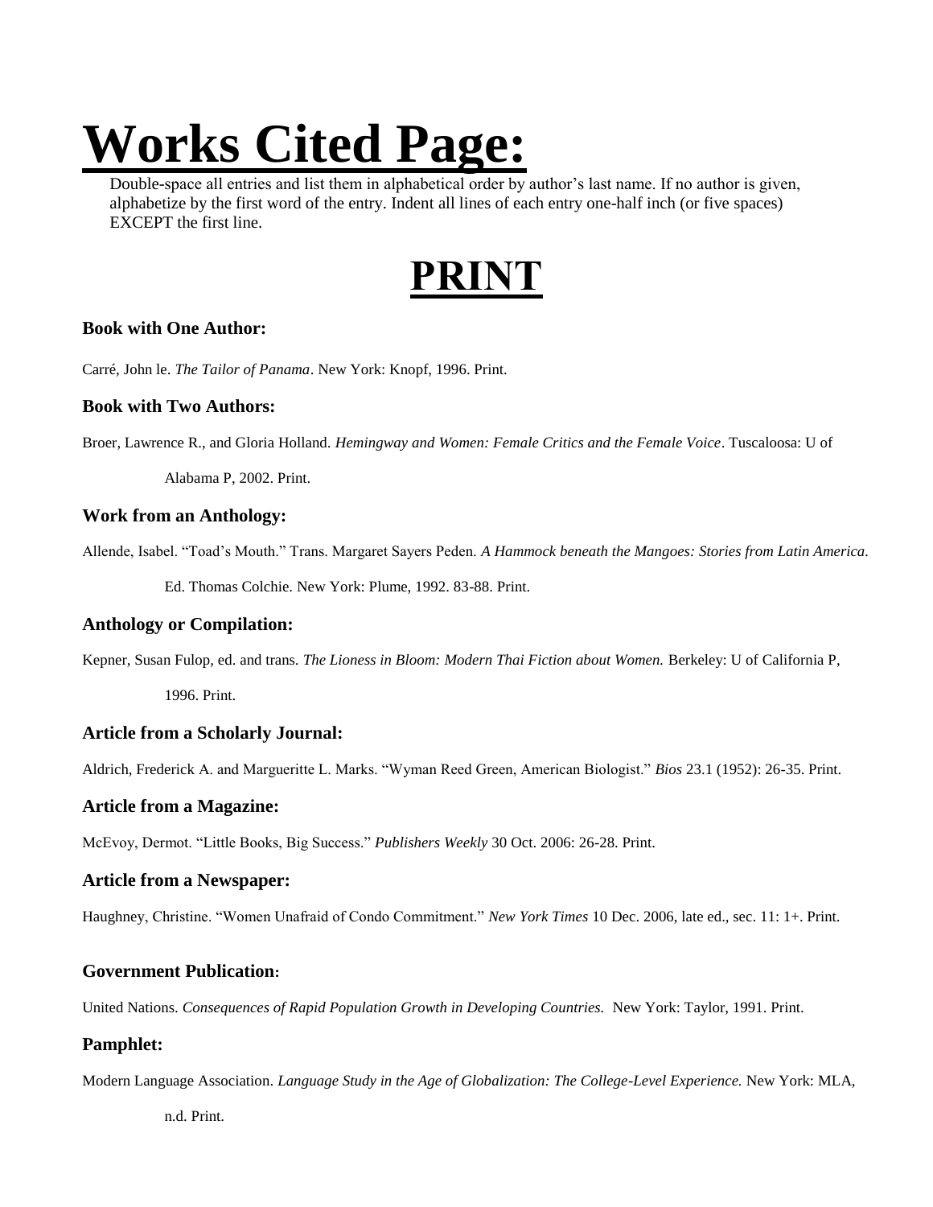# Works Cited Page:

Double-space all entries and list them in alphabetical order by author's last name. If no author is given, alphabetize by the first word of the entry. Indent all lines of each entry one-half inch (or five spaces) EXCEPT the first line.

# PRINT

### Book with One Author:

Carré, John le. *The Tailor of Panama*. New York: Knopf, 1996. Print.

### Book with Two Authors:

Broer, Lawrence R., and Gloria Holland. *Hemingway and Women: Female Critics and the Female Voice*. Tuscaloosa: U of Alabama P, 2002. Print.

### Work from an Anthology:

Allende, Isabel. "Toad's Mouth." Trans. Margaret Sayers Peden. *A Hammock beneath the Mangoes: Stories from Latin America.* Ed. Thomas Colchie. New York: Plume, 1992. 83-88. Print.

### Anthology or Compilation:

Kepner, Susan Fulop, ed. and trans. *The Lioness in Bloom: Modern Thai Fiction about Women.* Berkeley: U of California P, 1996. Print.

### Article from a Scholarly Journal:

Aldrich, Frederick A. and Margueritte L. Marks. "Wyman Reed Green, American Biologist." *Bios* 23.1 (1952): 26-35. Print.

### Article from a Magazine:

McEvoy, Dermot. "Little Books, Big Success." *Publishers Weekly* 30 Oct. 2006: 26-28. Print.

### Article from a Newspaper:

Haughney, Christine. "Women Unafraid of Condo Commitment." *New York Times* 10 Dec. 2006, late ed., sec. 11: 1+. Print.

### Government Publication:

United Nations. *Consequences of Rapid Population Growth in Developing Countries.* New York: Taylor, 1991. Print.

### Pamphlet:

Modern Language Association. *Language Study in the Age of Globalization: The College-Level Experience.* New York: MLA, n.d. Print.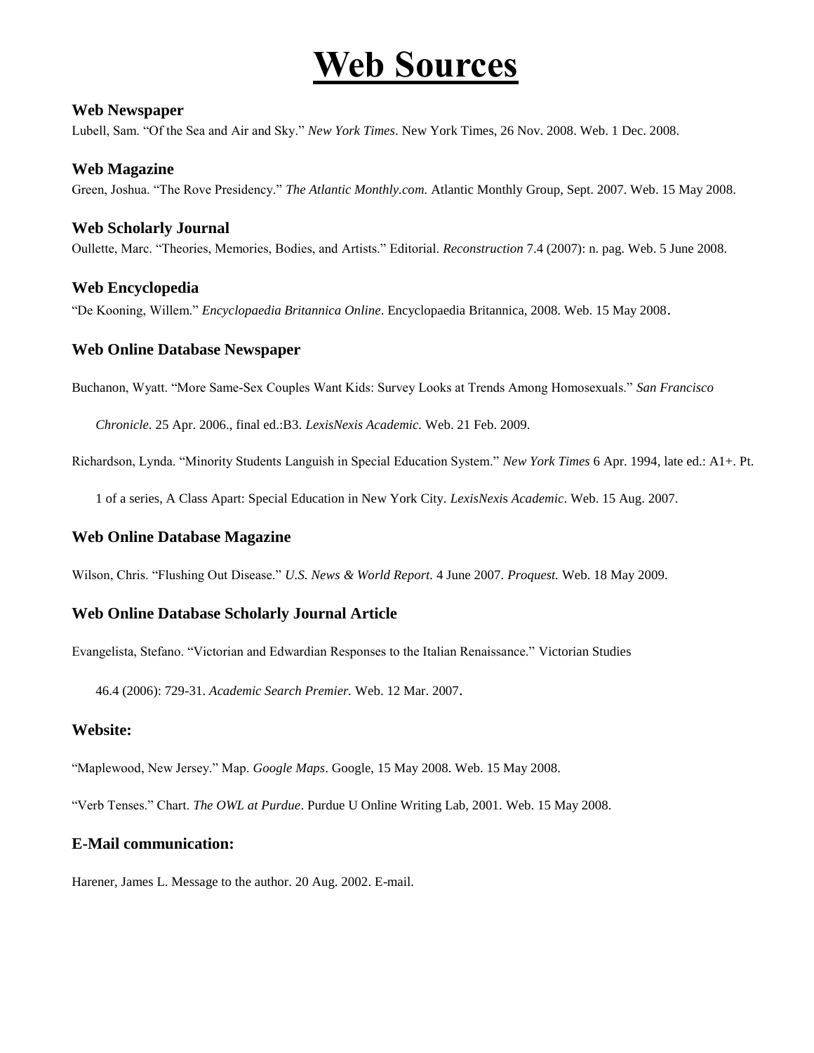# Web Sources

### Web Newspaper

Lubell, Sam. "Of the Sea and Air and Sky." *New York Times*. New York Times, 26 Nov. 2008. Web. 1 Dec. 2008.

### Web Magazine

Green, Joshua. "The Rove Presidency." *The Atlantic Monthly.com.* Atlantic Monthly Group, Sept. 2007. Web. 15 May 2008.

### Web Scholarly Journal

Oullette, Marc. "Theories, Memories, Bodies, and Artists." Editorial. *Reconstruction* 7.4 (2007): n. pag. Web. 5 June 2008.

### Web Encyclopedia

"De Kooning, Willem." *Encyclopaedia Britannica Online*. Encyclopaedia Britannica, 2008. Web. 15 May 2008.

### Web Online Database Newspaper

Buchanon, Wyatt. "More Same-Sex Couples Want Kids: Survey Looks at Trends Among Homosexuals." *San Francisco Chronicle.* 25 Apr. 2006., final ed.:B3. *LexisNexis Academic.* Web. 21 Feb. 2009.

Richardson, Lynda. "Minority Students Languish in Special Education System." *New York Times* 6 Apr. 1994, late ed.: A1+. Pt. 1 of a series, A Class Apart: Special Education in New York City. *LexisNexis Academic*. Web. 15 Aug. 2007.

### Web Online Database Magazine

Wilson, Chris. "Flushing Out Disease." *U.S. News & World Report.* 4 June 2007. *Proquest.* Web. 18 May 2009.

### Web Online Database Scholarly Journal Article

Evangelista, Stefano. "Victorian and Edwardian Responses to the Italian Renaissance." Victorian Studies 46.4 (2006): 729-31. *Academic Search Premier.* Web. 12 Mar. 2007.

### Website:

"Maplewood, New Jersey." Map. *Google Maps*. Google, 15 May 2008. Web. 15 May 2008.

"Verb Tenses." Chart. *The OWL at Purdue*. Purdue U Online Writing Lab, 2001. Web. 15 May 2008.

### E-Mail communication:

Harener, James L. Message to the author. 20 Aug. 2002. E-mail.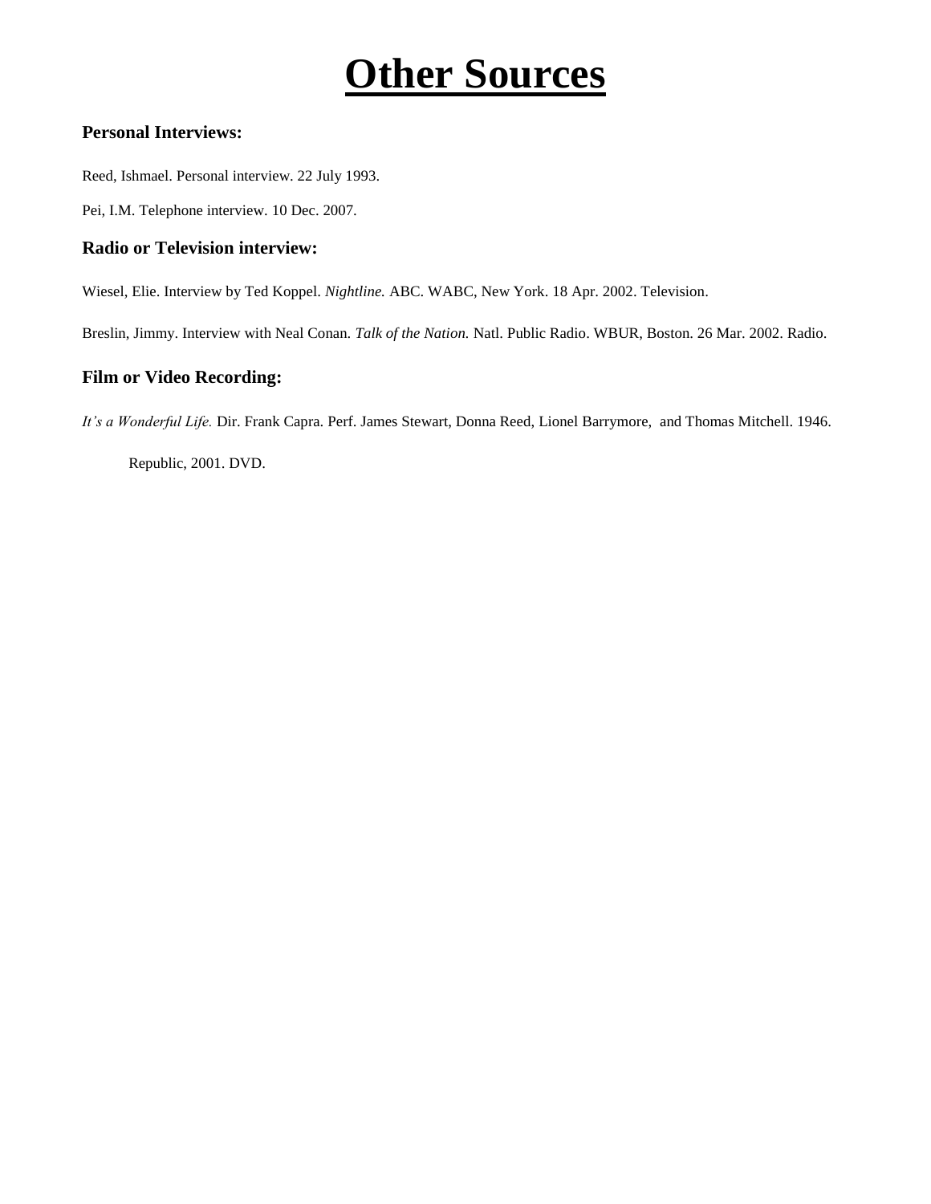# Other Sources

### Personal Interviews:

Reed, Ishmael. Personal interview. 22 July 1993.

Pei, I.M. Telephone interview. 10 Dec. 2007.

### Radio or Television interview:

Wiesel, Elie. Interview by Ted Koppel. *Nightline.* ABC. WABC, New York. 18 Apr. 2002. Television.

Breslin, Jimmy. Interview with Neal Conan. *Talk of the Nation.* Natl. Public Radio. WBUR, Boston. 26 Mar. 2002. Radio.

### Film or Video Recording:

*It's a Wonderful Life.* Dir. Frank Capra. Perf. James Stewart, Donna Reed, Lionel Barrymore, and Thomas Mitchell. 1946. Republic, 2001. DVD.